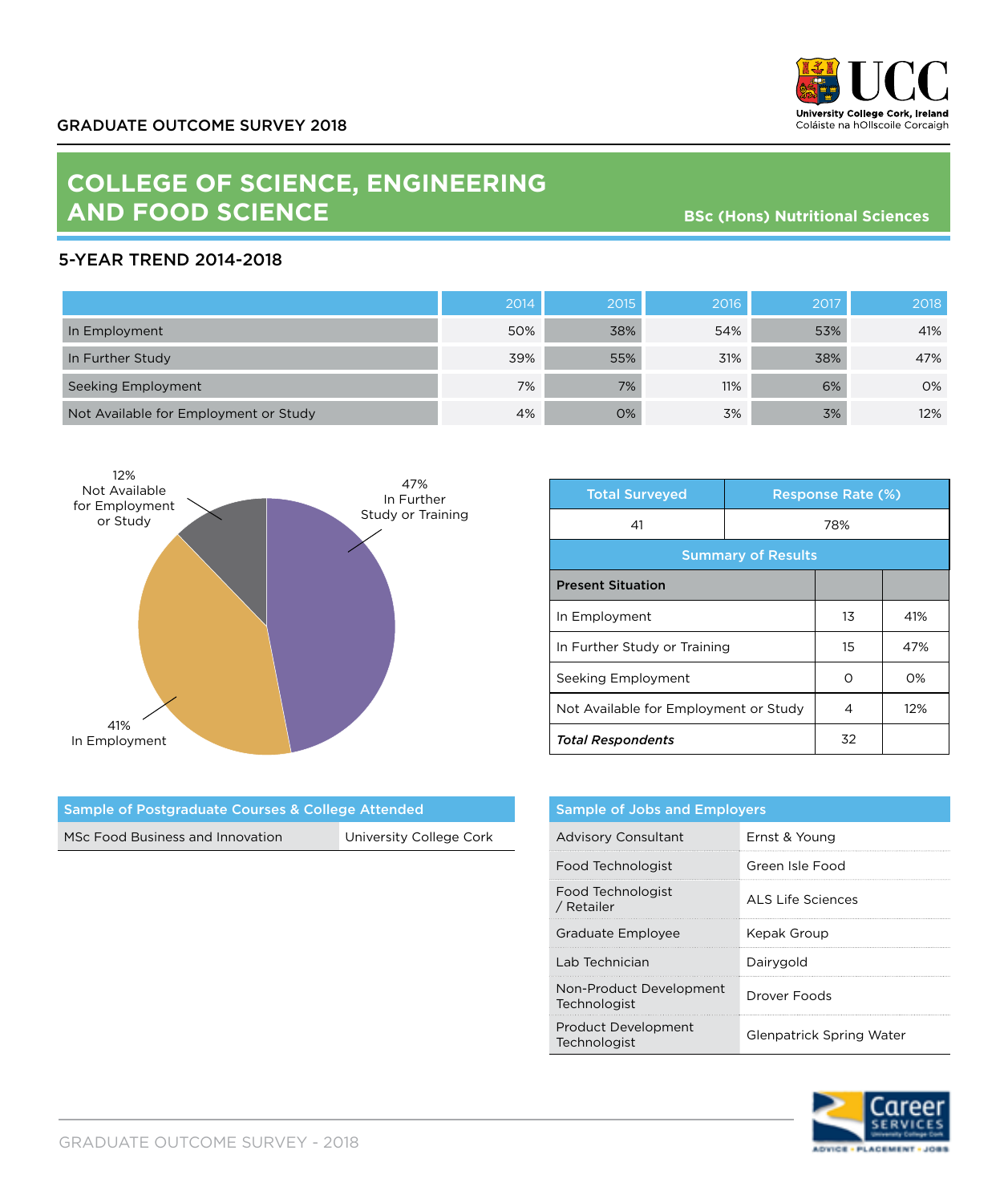GRADUATE OUTCOME SURVEY 2018

University College Cork, Ireland
Coláiste na hOllscoile Corcaigh

# COLLEGE OF SCIENCE, ENGINEERING AND FOOD SCIENCE

**BSc (Hons) Nutritional Sciences**

## 5-YEAR TREND 2014-2018

| | 2014 | 2015 | 2016 | 2017 | 2018 |
|---|---|---|---|---|---|
| In Employment | 50% | 38% | 54% | 53% | 41% |
| In Further Study | 39% | 55% | 31% | 38% | 47% |
| Seeking Employment | 7% | 7% | 11% | 6% | 0% |
| Not Available for Employment or Study | 4% | 0% | 3% | 3% | 12% |

12% Not Available for Employment or Study

47% In Further Study or Training

41% In Employment

| Total Surveyed | Response Rate (%) |
|---|---|
| 41 | 78% |

**Summary of Results**

| Present Situation | | |
|---|---|---|
| In Employment | 13 | 41% |
| In Further Study or Training | 15 | 47% |
| Seeking Employment | 0 | 0% |
| Not Available for Employment or Study | 4 | 12% |
| ***Total Respondents*** | 32 | |

| Sample of Postgraduate Courses & College Attended | |
|---|---|
| MSc Food Business and Innovation | University College Cork |

| Sample of Jobs and Employers | |
|---|---|
| Advisory Consultant | Ernst & Young |
| Food Technologist | Green Isle Food |
| Food Technologist / Retailer | ALS Life Sciences |
| Graduate Employee | Kepak Group |
| Lab Technician | Dairygold |
| Non-Product Development Technologist | Drover Foods |
| Product Development Technologist | Glenpatrick Spring Water |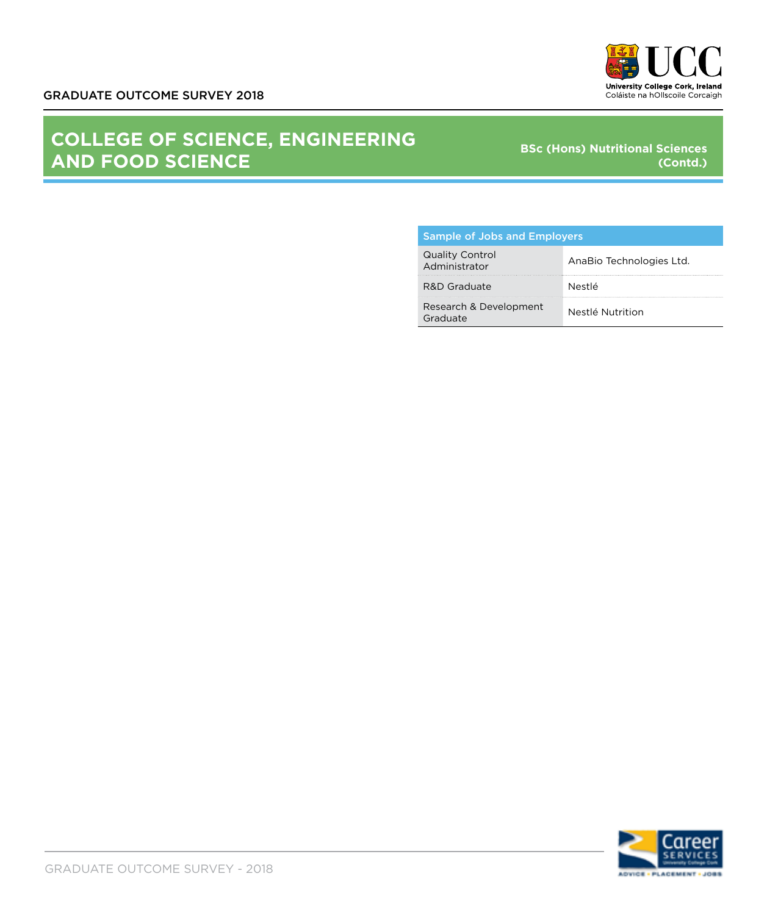# COLLEGE OF SCIENCE, ENGINEERING AND FOOD SCIENCE

**BSc (Hons) Nutritional Sciences (Contd.)**

| Sample of Jobs and Employers | |
|---|---|
| Quality Control Administrator | AnaBio Technologies Ltd. |
| R&D Graduate | Nestlé |
| Research & Development Graduate | Nestlé Nutrition |